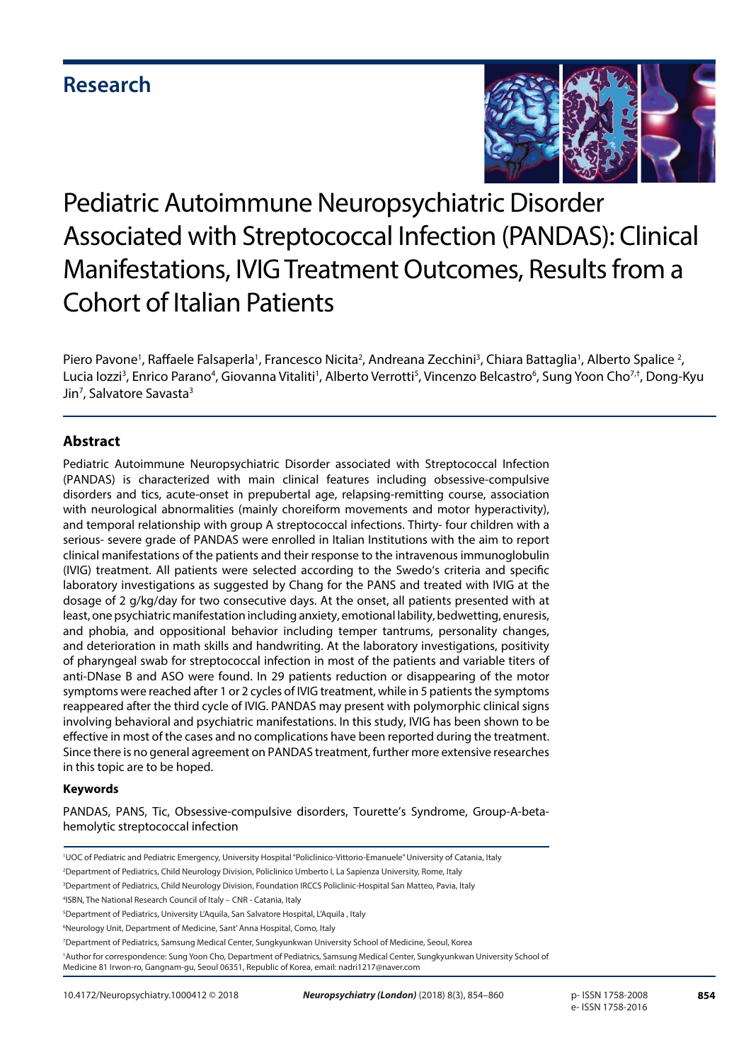## Research

# Pediatric Autoimmune Neuropsychiatric Disorder Associated with Streptococcal Infection (PANDAS): Clinical Manifestations, IVIG Treatment Outcomes, Results from a Cohort of Italian Patients

Piero Pavone[1], Raffaele Falsaperla[1], Francesco Nicita[2], Andreana Zecchini[3], Chiara Battaglia[1], Alberto Spalice [2], Lucia Iozzi[3], Enrico Parano[4], Giovanna Vitaliti[1], Alberto Verrotti[5], Vincenzo Belcastro[6], Sung Yoon Cho[7,†], Dong-Kyu Jin[7], Salvatore Savasta[3]

### Abstract

Pediatric Autoimmune Neuropsychiatric Disorder associated with Streptococcal Infection (PANDAS) is characterized with main clinical features including obsessive-compulsive disorders and tics, acute-onset in prepubertal age, relapsing-remitting course, association with neurological abnormalities (mainly choreiform movements and motor hyperactivity), and temporal relationship with group A streptococcal infections. Thirty- four children with a serious- severe grade of PANDAS were enrolled in Italian Institutions with the aim to report clinical manifestations of the patients and their response to the intravenous immunoglobulin (IVIG) treatment. All patients were selected according to the Swedo's criteria and specific laboratory investigations as suggested by Chang for the PANS and treated with IVIG at the dosage of 2 g/kg/day for two consecutive days. At the onset, all patients presented with at least, one psychiatric manifestation including anxiety, emotional lability, bedwetting, enuresis, and phobia, and oppositional behavior including temper tantrums, personality changes, and deterioration in math skills and handwriting. At the laboratory investigations, positivity of pharyngeal swab for streptococcal infection in most of the patients and variable titers of anti-DNase B and ASO were found. In 29 patients reduction or disappearing of the motor symptoms were reached after 1 or 2 cycles of IVIG treatment, while in 5 patients the symptoms reappeared after the third cycle of IVIG. PANDAS may present with polymorphic clinical signs involving behavioral and psychiatric manifestations. In this study, IVIG has been shown to be effective in most of the cases and no complications have been reported during the treatment. Since there is no general agreement on PANDAS treatment, further more extensive researches in this topic are to be hoped.

#### Keywords

PANDAS, PANS, Tic, Obsessive-compulsive disorders, Tourette's Syndrome, Group-A-beta-hemolytic streptococcal infection

[1]UOC of Pediatric and Pediatric Emergency, University Hospital "Policlinico-Vittorio-Emanuele" University of Catania, Italy

[2]Department of Pediatrics, Child Neurology Division, Policlinico Umberto I, La Sapienza University, Rome, Italy

[3]Department of Pediatrics, Child Neurology Division, Foundation IRCCS Policlinic-Hospital San Matteo, Pavia, Italy

[4]ISBN, The National Research Council of Italy – CNR - Catania, Italy

[5]Department of Pediatrics, University L'Aquila, San Salvatore Hospital, L'Aquila , Italy

[6]Neurology Unit, Department of Medicine, Sant' Anna Hospital, Como, Italy

[7]Department of Pediatrics, Samsung Medical Center, Sungkyunkwan University School of Medicine, Seoul, Korea

[†]Author for correspondence: Sung Yoon Cho, Department of Pediatrics, Samsung Medical Center, Sungkyunkwan University School of Medicine 81 Irwon-ro, Gangnam-gu, Seoul 06351, Republic of Korea, email: nadri1217@naver.com

10.4172/Neuropsychiatry.1000412 © 2018

p- ISSN 1758-2008
e- ISSN 1758-2016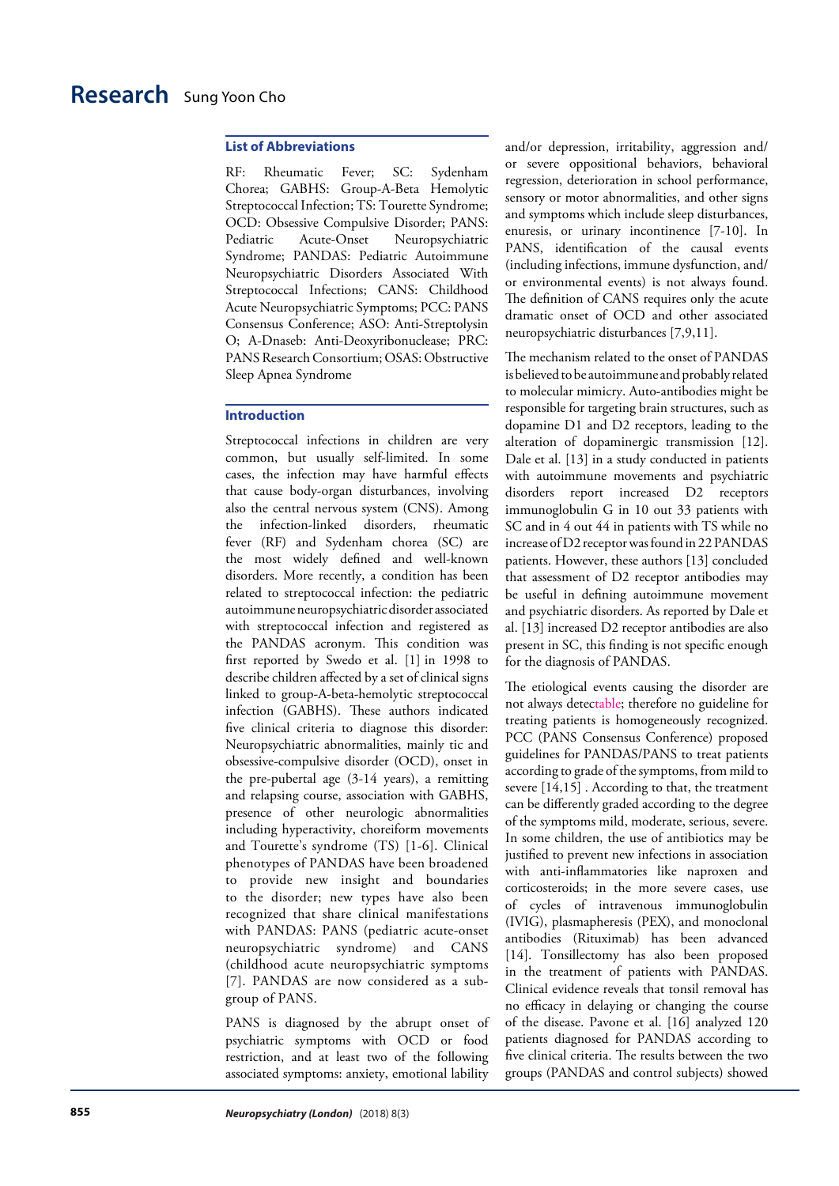## List of Abbreviations

RF: Rheumatic Fever; SC: Sydenham Chorea; GABHS: Group-A-Beta Hemolytic Streptococcal Infection; TS: Tourette Syndrome; OCD: Obsessive Compulsive Disorder; PANS: Pediatric Acute-Onset Neuropsychiatric Syndrome; PANDAS: Pediatric Autoimmune Neuropsychiatric Disorders Associated With Streptococcal Infections; CANS: Childhood Acute Neuropsychiatric Symptoms; PCC: PANS Consensus Conference; ASO: Anti-Streptolysin O; A-Dnaseb: Anti-Deoxyribonuclease; PRC: PANS Research Consortium; OSAS: Obstructive Sleep Apnea Syndrome

## Introduction

Streptococcal infections in children are very common, but usually self-limited. In some cases, the infection may have harmful effects that cause body-organ disturbances, involving also the central nervous system (CNS). Among the infection-linked disorders, rheumatic fever (RF) and Sydenham chorea (SC) are the most widely defined and well-known disorders. More recently, a condition has been related to streptococcal infection: the pediatric autoimmune neuropsychiatric disorder associated with streptococcal infection and registered as the PANDAS acronym. This condition was first reported by Swedo et al. [1] in 1998 to describe children affected by a set of clinical signs linked to group-A-beta-hemolytic streptococcal infection (GABHS). These authors indicated five clinical criteria to diagnose this disorder: Neuropsychiatric abnormalities, mainly tic and obsessive-compulsive disorder (OCD), onset in the pre-pubertal age (3-14 years), a remitting and relapsing course, association with GABHS, presence of other neurologic abnormalities including hyperactivity, choreiform movements and Tourette's syndrome (TS) [1-6]. Clinical phenotypes of PANDAS have been broadened to provide new insight and boundaries to the disorder; new types have also been recognized that share clinical manifestations with PANDAS: PANS (pediatric acute-onset neuropsychiatric syndrome) and CANS (childhood acute neuropsychiatric symptoms [7]. PANDAS are now considered as a sub-group of PANS.

PANS is diagnosed by the abrupt onset of psychiatric symptoms with OCD or food restriction, and at least two of the following associated symptoms: anxiety, emotional lability and/or depression, irritability, aggression and/or severe oppositional behaviors, behavioral regression, deterioration in school performance, sensory or motor abnormalities, and other signs and symptoms which include sleep disturbances, enuresis, or urinary incontinence [7-10]. In PANS, identification of the causal events (including infections, immune dysfunction, and/or environmental events) is not always found. The definition of CANS requires only the acute dramatic onset of OCD and other associated neuropsychiatric disturbances [7,9,11].

The mechanism related to the onset of PANDAS is believed to be autoimmune and probably related to molecular mimicry. Auto-antibodies might be responsible for targeting brain structures, such as dopamine D1 and D2 receptors, leading to the alteration of dopaminergic transmission [12]. Dale et al. [13] in a study conducted in patients with autoimmune movements and psychiatric disorders report increased D2 receptors immunoglobulin G in 10 out 33 patients with SC and in 4 out 44 in patients with TS while no increase of D2 receptor was found in 22 PANDAS patients. However, these authors [13] concluded that assessment of D2 receptor antibodies may be useful in defining autoimmune movement and psychiatric disorders. As reported by Dale et al. [13] increased D2 receptor antibodies are also present in SC, this finding is not specific enough for the diagnosis of PANDAS.

The etiological events causing the disorder are not always detectable; therefore no guideline for treating patients is homogeneously recognized. PCC (PANS Consensus Conference) proposed guidelines for PANDAS/PANS to treat patients according to grade of the symptoms, from mild to severe [14,15] . According to that, the treatment can be differently graded according to the degree of the symptoms mild, moderate, serious, severe. In some children, the use of antibiotics may be justified to prevent new infections in association with anti-inflammatories like naproxen and corticosteroids; in the more severe cases, use of cycles of intravenous immunoglobulin (IVIG), plasmapheresis (PEX), and monoclonal antibodies (Rituximab) has been advanced [14]. Tonsillectomy has also been proposed in the treatment of patients with PANDAS. Clinical evidence reveals that tonsil removal has no efficacy in delaying or changing the course of the disease. Pavone et al. [16] analyzed 120 patients diagnosed for PANDAS according to five clinical criteria. The results between the two groups (PANDAS and control subjects) showed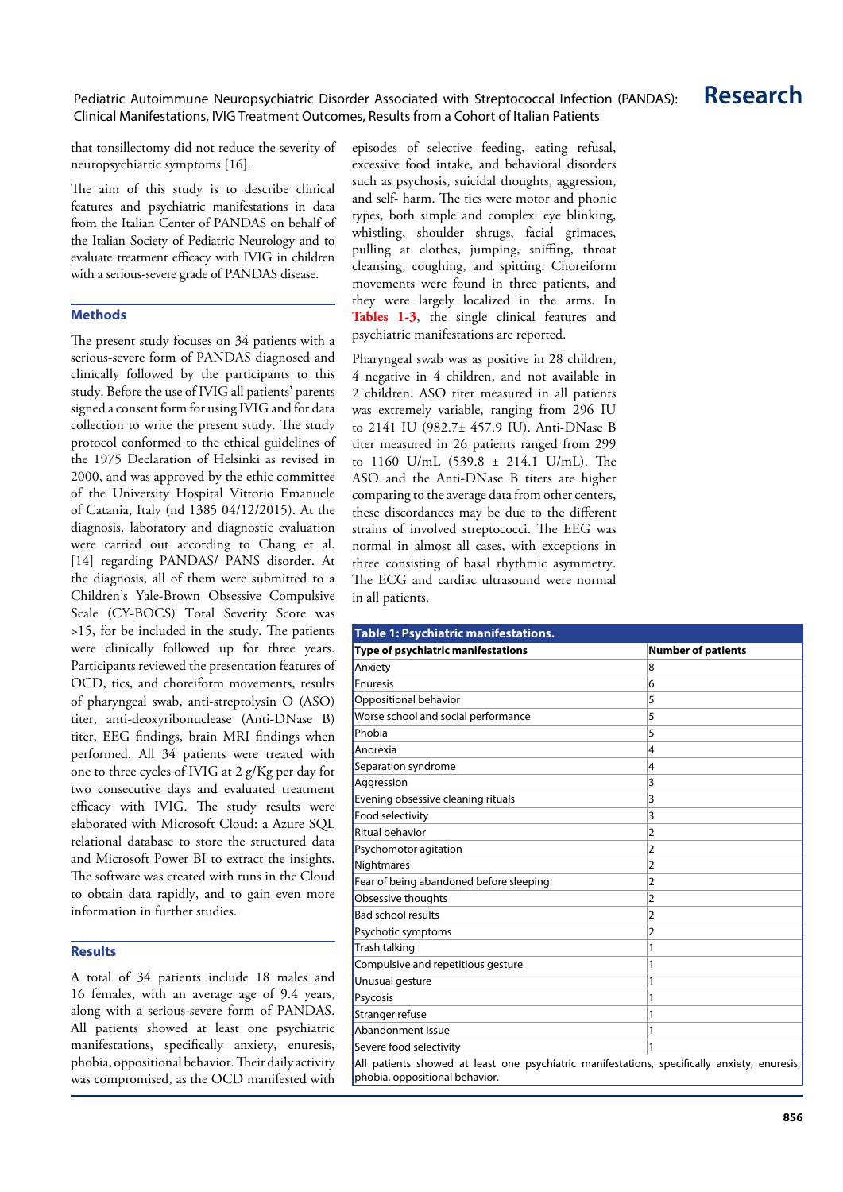that tonsillectomy did not reduce the severity of neuropsychiatric symptoms [16].

The aim of this study is to describe clinical features and psychiatric manifestations in data from the Italian Center of PANDAS on behalf of the Italian Society of Pediatric Neurology and to evaluate treatment efficacy with IVIG in children with a serious-severe grade of PANDAS disease.

## Methods

The present study focuses on 34 patients with a serious-severe form of PANDAS diagnosed and clinically followed by the participants to this study. Before the use of IVIG all patients' parents signed a consent form for using IVIG and for data collection to write the present study. The study protocol conformed to the ethical guidelines of the 1975 Declaration of Helsinki as revised in 2000, and was approved by the ethic committee of the University Hospital Vittorio Emanuele of Catania, Italy (nd 1385 04/12/2015). At the diagnosis, laboratory and diagnostic evaluation were carried out according to Chang et al. [14] regarding PANDAS/ PANS disorder. At the diagnosis, all of them were submitted to a Children's Yale-Brown Obsessive Compulsive Scale (CY-BOCS) Total Severity Score was >15, for be included in the study. The patients were clinically followed up for three years. Participants reviewed the presentation features of OCD, tics, and choreiform movements, results of pharyngeal swab, anti-streptolysin O (ASO) titer, anti-deoxyribonuclease (Anti-DNase B) titer, EEG findings, brain MRI findings when performed. All 34 patients were treated with one to three cycles of IVIG at 2 g/Kg per day for two consecutive days and evaluated treatment efficacy with IVIG. The study results were elaborated with Microsoft Cloud: a Azure SQL relational database to store the structured data and Microsoft Power BI to extract the insights. The software was created with runs in the Cloud to obtain data rapidly, and to gain even more information in further studies.

## Results

A total of 34 patients include 18 males and 16 females, with an average age of 9.4 years, along with a serious-severe form of PANDAS. All patients showed at least one psychiatric manifestations, specifically anxiety, enuresis, phobia, oppositional behavior. Their daily activity was compromised, as the OCD manifested with episodes of selective feeding, eating refusal, excessive food intake, and behavioral disorders such as psychosis, suicidal thoughts, aggression, and self- harm. The tics were motor and phonic types, both simple and complex: eye blinking, whistling, shoulder shrugs, facial grimaces, pulling at clothes, jumping, sniffing, throat cleansing, coughing, and spitting. Choreiform movements were found in three patients, and they were largely localized in the arms. In **Tables 1-3**, the single clinical features and psychiatric manifestations are reported.

Pharyngeal swab was as positive in 28 children, 4 negative in 4 children, and not available in 2 children. ASO titer measured in all patients was extremely variable, ranging from 296 IU to 2141 IU (982.7± 457.9 IU). Anti-DNase B titer measured in 26 patients ranged from 299 to 1160 U/mL (539.8 ± 214.1 U/mL). The ASO and the Anti-DNase B titers are higher comparing to the average data from other centers, these discordances may be due to the different strains of involved streptococci. The EEG was normal in almost all cases, with exceptions in three consisting of basal rhythmic asymmetry. The ECG and cardiac ultrasound were normal in all patients.

**Table 1: Psychiatric manifestations.**

| Type of psychiatric manifestations | Number of patients |
|---|---|
| Anxiety | 8 |
| Enuresis | 6 |
| Oppositional behavior | 5 |
| Worse school and social performance | 5 |
| Phobia | 5 |
| Anorexia | 4 |
| Separation syndrome | 4 |
| Aggression | 3 |
| Evening obsessive cleaning rituals | 3 |
| Food selectivity | 3 |
| Ritual behavior | 2 |
| Psychomotor agitation | 2 |
| Nightmares | 2 |
| Fear of being abandoned before sleeping | 2 |
| Obsessive thoughts | 2 |
| Bad school results | 2 |
| Psychotic symptoms | 2 |
| Trash talking | 1 |
| Compulsive and repetitious gesture | 1 |
| Unusual gesture | 1 |
| Psycosis | 1 |
| Stranger refuse | 1 |
| Abandonment issue | 1 |
| Severe food selectivity | 1 |

All patients showed at least one psychiatric manifestations, specifically anxiety, enuresis, phobia, oppositional behavior.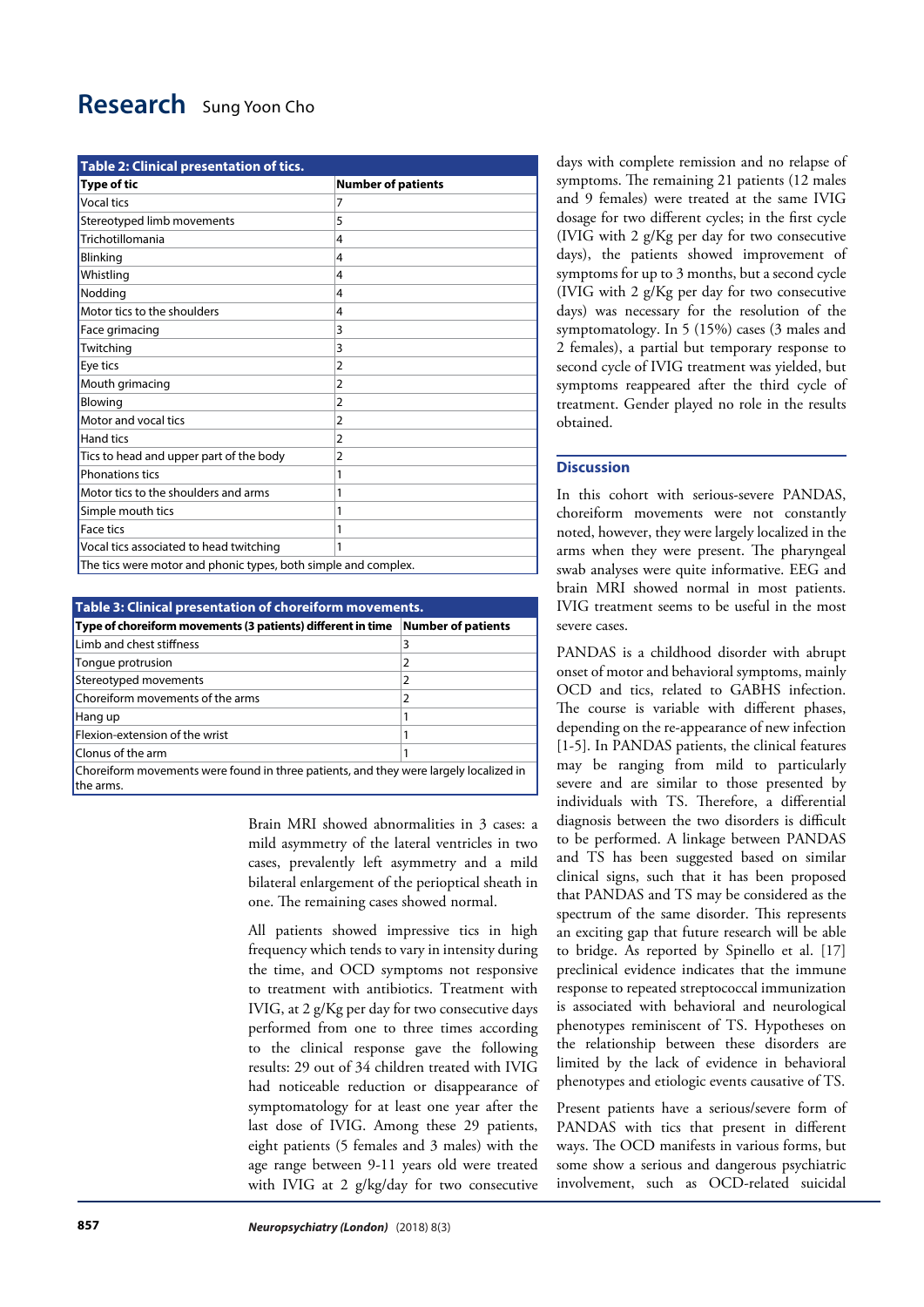**Table 2: Clinical presentation of tics.**

| Type of tic | Number of patients |
|---|---|
| Vocal tics | 7 |
| Stereotyped limb movements | 5 |
| Trichotillomania | 4 |
| Blinking | 4 |
| Whistling | 4 |
| Nodding | 4 |
| Motor tics to the shoulders | 4 |
| Face grimacing | 3 |
| Twitching | 3 |
| Eye tics | 2 |
| Mouth grimacing | 2 |
| Blowing | 2 |
| Motor and vocal tics | 2 |
| Hand tics | 2 |
| Tics to head and upper part of the body | 2 |
| Phonations tics | 1 |
| Motor tics to the shoulders and arms | 1 |
| Simple mouth tics | 1 |
| Face tics | 1 |
| Vocal tics associated to head twitching | 1 |
| The tics were motor and phonic types, both simple and complex. | |

**Table 3: Clinical presentation of choreiform movements.**

| Type of choreiform movements (3 patients) different in time | Number of patients |
|---|---|
| Limb and chest stiffness | 3 |
| Tongue protrusion | 2 |
| Stereotyped movements | 2 |
| Choreiform movements of the arms | 2 |
| Hang up | 1 |
| Flexion-extension of the wrist | 1 |
| Clonus of the arm | 1 |
| Choreiform movements were found in three patients, and they were largely localized in the arms. | |

Brain MRI showed abnormalities in 3 cases: a mild asymmetry of the lateral ventricles in two cases, prevalently left asymmetry and a mild bilateral enlargement of the perioptical sheath in one. The remaining cases showed normal.

All patients showed impressive tics in high frequency which tends to vary in intensity during the time, and OCD symptoms not responsive to treatment with antibiotics. Treatment with IVIG, at 2 g/Kg per day for two consecutive days performed from one to three times according to the clinical response gave the following results: 29 out of 34 children treated with IVIG had noticeable reduction or disappearance of symptomatology for at least one year after the last dose of IVIG. Among these 29 patients, eight patients (5 females and 3 males) with the age range between 9-11 years old were treated with IVIG at 2 g/kg/day for two consecutive days with complete remission and no relapse of symptoms. The remaining 21 patients (12 males and 9 females) were treated at the same IVIG dosage for two different cycles; in the first cycle (IVIG with 2 g/Kg per day for two consecutive days), the patients showed improvement of symptoms for up to 3 months, but a second cycle (IVIG with 2 g/Kg per day for two consecutive days) was necessary for the resolution of the symptomatology. In 5 (15%) cases (3 males and 2 females), a partial but temporary response to second cycle of IVIG treatment was yielded, but symptoms reappeared after the third cycle of treatment. Gender played no role in the results obtained.

## Discussion

In this cohort with serious-severe PANDAS, choreiform movements were not constantly noted, however, they were largely localized in the arms when they were present. The pharyngeal swab analyses were quite informative. EEG and brain MRI showed normal in most patients. IVIG treatment seems to be useful in the most severe cases.

PANDAS is a childhood disorder with abrupt onset of motor and behavioral symptoms, mainly OCD and tics, related to GABHS infection. The course is variable with different phases, depending on the re-appearance of new infection [1-5]. In PANDAS patients, the clinical features may be ranging from mild to particularly severe and are similar to those presented by individuals with TS. Therefore, a differential diagnosis between the two disorders is difficult to be performed. A linkage between PANDAS and TS has been suggested based on similar clinical signs, such that it has been proposed that PANDAS and TS may be considered as the spectrum of the same disorder. This represents an exciting gap that future research will be able to bridge. As reported by Spinello et al. [17] preclinical evidence indicates that the immune response to repeated streptococcal immunization is associated with behavioral and neurological phenotypes reminiscent of TS. Hypotheses on the relationship between these disorders are limited by the lack of evidence in behavioral phenotypes and etiologic events causative of TS.

Present patients have a serious/severe form of PANDAS with tics that present in different ways. The OCD manifests in various forms, but some show a serious and dangerous psychiatric involvement, such as OCD-related suicidal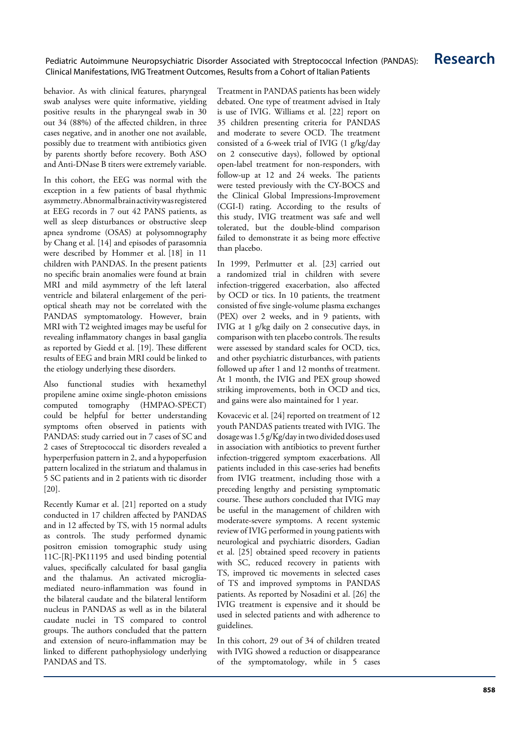behavior. As with clinical features, pharyngeal swab analyses were quite informative, yielding positive results in the pharyngeal swab in 30 out 34 (88%) of the affected children, in three cases negative, and in another one not available, possibly due to treatment with antibiotics given by parents shortly before recovery. Both ASO and Anti-DNase B titers were extremely variable.

In this cohort, the EEG was normal with the exception in a few patients of basal rhythmic asymmetry. Abnormal brain activity was registered at EEG records in 7 out 42 PANS patients, as well as sleep disturbances or obstructive sleep apnea syndrome (OSAS) at polysomnography by Chang et al. [14] and episodes of parasomnia were described by Hommer et al. [18] in 11 children with PANDAS. In the present patients no specific brain anomalies were found at brain MRI and mild asymmetry of the left lateral ventricle and bilateral enlargement of the peri-optical sheath may not be correlated with the PANDAS symptomatology. However, brain MRI with T2 weighted images may be useful for revealing inflammatory changes in basal ganglia as reported by Giedd et al. [19]. These different results of EEG and brain MRI could be linked to the etiology underlying these disorders.

Also functional studies with hexamethyl propilene amine oxime single-photon emissions computed tomography (HMPAO-SPECT) could be helpful for better understanding symptoms often observed in patients with PANDAS: study carried out in 7 cases of SC and 2 cases of Streptococcal tic disorders revealed a hyperperfusion pattern in 2, and a hypoperfusion pattern localized in the striatum and thalamus in 5 SC patients and in 2 patients with tic disorder [20].

Recently Kumar et al. [21] reported on a study conducted in 17 children affected by PANDAS and in 12 affected by TS, with 15 normal adults as controls. The study performed dynamic positron emission tomographic study using 11C-[R]-PK11195 and used binding potential values, specifically calculated for basal ganglia and the thalamus. An activated microglia-mediated neuro-inflammation was found in the bilateral caudate and the bilateral lentiform nucleus in PANDAS as well as in the bilateral caudate nuclei in TS compared to control groups. The authors concluded that the pattern and extension of neuro-inflammation may be linked to different pathophysiology underlying PANDAS and TS.

Treatment in PANDAS patients has been widely debated. One type of treatment advised in Italy is use of IVIG. Williams et al. [22] report on 35 children presenting criteria for PANDAS and moderate to severe OCD. The treatment consisted of a 6-week trial of IVIG (1 g/kg/day on 2 consecutive days), followed by optional open-label treatment for non-responders, with follow-up at 12 and 24 weeks. The patients were tested previously with the CY-BOCS and the Clinical Global Impressions-Improvement (CGI-I) rating. According to the results of this study, IVIG treatment was safe and well tolerated, but the double-blind comparison failed to demonstrate it as being more effective than placebo.

In 1999, Perlmutter et al. [23] carried out a randomized trial in children with severe infection-triggered exacerbation, also affected by OCD or tics. In 10 patients, the treatment consisted of five single-volume plasma exchanges (PEX) over 2 weeks, and in 9 patients, with IVIG at 1 g/kg daily on 2 consecutive days, in comparison with ten placebo controls. The results were assessed by standard scales for OCD, tics, and other psychiatric disturbances, with patients followed up after 1 and 12 months of treatment. At 1 month, the IVIG and PEX group showed striking improvements, both in OCD and tics, and gains were also maintained for 1 year.

Kovacevic et al. [24] reported on treatment of 12 youth PANDAS patients treated with IVIG. The dosage was 1.5 g/Kg/day in two divided doses used in association with antibiotics to prevent further infection-triggered symptom exacerbations. All patients included in this case-series had benefits from IVIG treatment, including those with a preceding lengthy and persisting symptomatic course. These authors concluded that IVIG may be useful in the management of children with moderate-severe symptoms. A recent systemic review of IVIG performed in young patients with neurological and psychiatric disorders, Gadian et al. [25] obtained speed recovery in patients with SC, reduced recovery in patients with TS, improved tic movements in selected cases of TS and improved symptoms in PANDAS patients. As reported by Nosadini et al. [26] the IVIG treatment is expensive and it should be used in selected patients and with adherence to guidelines.

In this cohort, 29 out of 34 of children treated with IVIG showed a reduction or disappearance of the symptomatology, while in 5 cases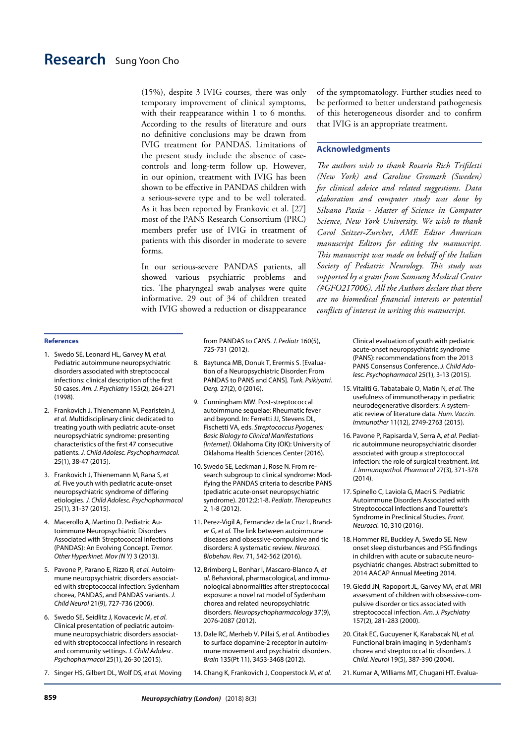(15%), despite 3 IVIG courses, there was only temporary improvement of clinical symptoms, with their reappearance within 1 to 6 months. According to the results of literature and ours no definitive conclusions may be drawn from IVIG treatment for PANDAS. Limitations of the present study include the absence of case-controls and long-term follow up. However, in our opinion, treatment with IVIG has been shown to be effective in PANDAS children with a serious-severe type and to be well tolerated. As it has been reported by Frankovic et al. [27] most of the PANS Research Consortium (PRC) members prefer use of IVIG in treatment of patients with this disorder in moderate to severe forms.

In our serious-severe PANDAS patients, all showed various psychiatric problems and tics. The pharyngeal swab analyses were quite informative. 29 out of 34 of children treated with IVIG showed a reduction or disappearance of the symptomatology. Further studies need to be performed to better understand pathogenesis of this heterogeneous disorder and to confirm that IVIG is an appropriate treatment.

## Acknowledgments

*The authors wish to thank Rosario Rich Trifiletti (New York) and Caroline Gromark (Sweden) for clinical advice and related suggestions. Data elaboration and computer study was done by Silvano Paxia - Master of Science in Computer Science, New York University. We wish to thank Carol Seitzer-Zurcher, AME Editor American manuscript Editors for editing the manuscript. This manuscript was made on behalf of the Italian Society of Pediatric Neurology. This study was supported by a grant from Samsung Medical Center (#GFO217006). All the Authors declare that there are no biomedical financial interests or potential conflicts of interest in writing this manuscript.*

## References

1. Swedo SE, Leonard HL, Garvey M, *et al.* Pediatric autoimmune neuropsychiatric disorders associated with streptococcal infections: clinical description of the first 50 cases. *Am. J. Psychiatry* 155(2), 264-271 (1998).
2. Frankovich J, Thienemann M, Pearlstein J, *et al.* Multidisciplinary clinic dedicated to treating youth with pediatric acute-onset neuropsychiatric syndrome: presenting characteristics of the first 47 consecutive patients. *J. Child Adolesc. Psychopharmacol.* 25(1), 38-47 (2015).
3. Frankovich J, Thienemann M, Rana S, *et al.* Five youth with pediatric acute-onset neuropsychiatric syndrome of differing etiologies. *J. Child Adolesc. Psychopharmacol* 25(1), 31-37 (2015).
4. Macerollo A, Martino D. Pediatric Autoimmune Neuropsychiatric Disorders Associated with Streptococcal Infections (PANDAS): An Evolving Concept. *Tremor. Other Hyperkinet. Mov (N Y)* 3 (2013).
5. Pavone P, Parano E, Rizzo R, *et al.* Autoimmune neuropsychiatric disorders associated with streptococcal infection: Sydenham chorea, PANDAS, and PANDAS variants. *J. Child Neurol* 21(9), 727-736 (2006).
6. Swedo SE, Seidlitz J, Kovacevic M, *et al.* Clinical presentation of pediatric autoimmune neuropsychiatric disorders associated with streptococcal infections in research and community settings. *J. Child Adolesc. Psychopharmacol* 25(1), 26-30 (2015).
7. Singer HS, Gilbert DL, Wolf DS, *et al.* Moving from PANDAS to CANS. *J. Pediatr* 160(5), 725-731 (2012).
8. Baytunca MB, Donuk T, Erermis S. [Evaluation of a Neuropsychiatric Disorder: From PANDAS to PANS and CANS]. *Turk. Psikiyatri. Derg.* 27(2), 0 (2016).
9. Cunningham MW. Post-streptococcal autoimmune sequelae: Rheumatic fever and beyond. In: Ferretti JJ, Stevens DL, Fischetti VA, eds. *Streptococcus Pyogenes: Basic Biology to Clinical Manifestations [Internet]*. Oklahoma City (OK): University of Oklahoma Health Sciences Center (2016).
10. Swedo SE, Leckman J, Rose N. From research subgroup to clinical syndrome: Modifying the PANDAS criteria to describe PANS (pediatric acute-onset neuropsychiatric syndrome). 2012;2:1-8. *Pediatr. Therapeutics* 2, 1-8 (2012).
11. Perez-Vigil A, Fernandez de la Cruz L, Brander G, *et al.* The link between autoimmune diseases and obsessive-compulsive and tic disorders: A systematic review. *Neurosci. Biobehav. Rev.* 71, 542-562 (2016).
12. Brimberg L, Benhar I, Mascaro-Blanco A, *et al.* Behavioral, pharmacological, and immunological abnormalities after streptococcal exposure: a novel rat model of Sydenham chorea and related neuropsychiatric disorders. *Neuropsychopharmacology* 37(9), 2076-2087 (2012).
13. Dale RC, Merheb V, Pillai S, *et al.* Antibodies to surface dopamine-2 receptor in autoimmune movement and psychiatric disorders. *Brain* 135(Pt 11), 3453-3468 (2012).
14. Chang K, Frankovich J, Cooperstock M, *et al.* Clinical evaluation of youth with pediatric acute-onset neuropsychiatric syndrome (PANS): recommendations from the 2013 PANS Consensus Conference. *J. Child Adolesc. Psychopharmacol* 25(1), 3-13 (2015).
15. Vitaliti G, Tabatabaie O, Matin N, *et al.* The usefulness of immunotherapy in pediatric neurodegenerative disorders: A systematic review of literature data. *Hum. Vaccin. Immunother* 11(12), 2749-2763 (2015).
16. Pavone P, Rapisarda V, Serra A, *et al.* Pediatric autoimmune neuropsychiatric disorder associated with group a streptococcal infection: the role of surgical treatment. *Int. J. Immunopathol. Pharmacol* 27(3), 371-378 (2014).
17. Spinello C, Laviola G, Macri S. Pediatric Autoimmune Disorders Associated with Streptococcal Infections and Tourette's Syndrome in Preclinical Studies. *Front. Neurosci.* 10, 310 (2016).
18. Hommer RE, Buckley A, Swedo SE. New onset sleep disturbances and PSG findings in children with acute or subacute neuropsychiatric changes. Abstract submitted to 2014 AACAP Annual Meeting 2014.
19. Giedd JN, Rapoport JL, Garvey MA, *et al.* MRI assessment of children with obsessive-compulsive disorder or tics associated with streptococcal infection. *Am. J. Psychiatry* 157(2), 281-283 (2000).
20. Citak EC, Gucuyener K, Karabacak NI, *et al.* Functional brain imaging in Sydenham's chorea and streptococcal tic disorders. *J. Child. Neurol* 19(5), 387-390 (2004).
21. Kumar A, Williams MT, Chugani HT. Evalua-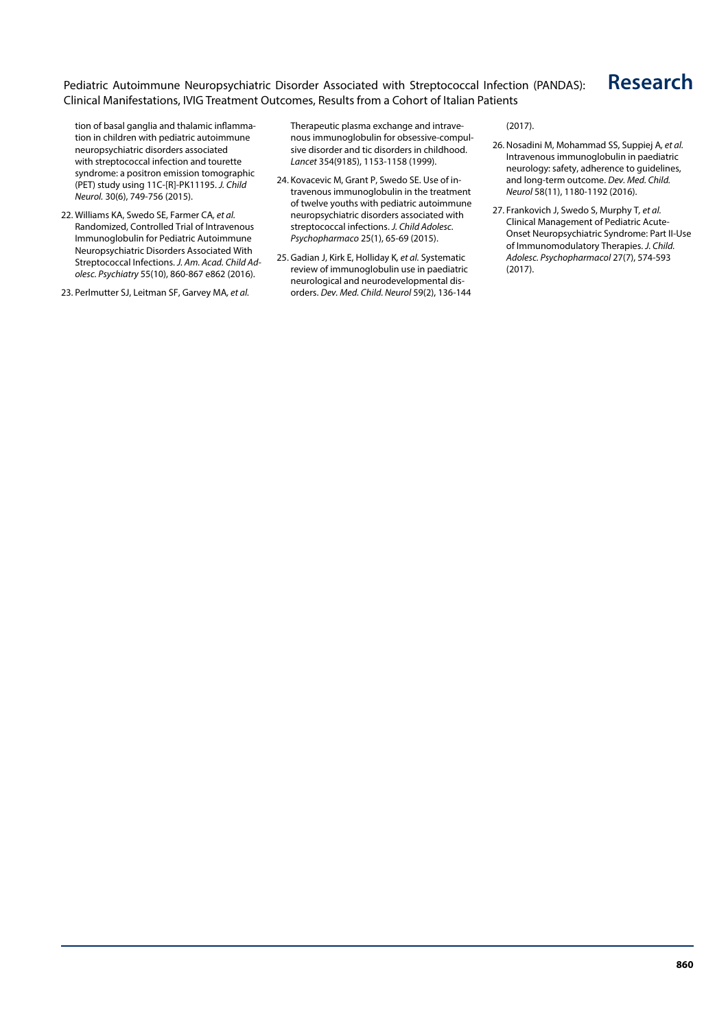tion of basal ganglia and thalamic inflammation in children with pediatric autoimmune neuropsychiatric disorders associated with streptococcal infection and tourette syndrome: a positron emission tomographic (PET) study using 11C-[R]-PK11195. *J. Child Neurol.* 30(6), 749-756 (2015).

22. Williams KA, Swedo SE, Farmer CA, *et al.* Randomized, Controlled Trial of Intravenous Immunoglobulin for Pediatric Autoimmune Neuropsychiatric Disorders Associated With Streptococcal Infections. *J. Am. Acad. Child Adolesc. Psychiatry* 55(10), 860-867 e862 (2016).

23. Perlmutter SJ, Leitman SF, Garvey MA, *et al.* Therapeutic plasma exchange and intravenous immunoglobulin for obsessive-compulsive disorder and tic disorders in childhood. *Lancet* 354(9185), 1153-1158 (1999).

24. Kovacevic M, Grant P, Swedo SE. Use of intravenous immunoglobulin in the treatment of twelve youths with pediatric autoimmune neuropsychiatric disorders associated with streptococcal infections. *J. Child Adolesc. Psychopharmaco* 25(1), 65-69 (2015).

25. Gadian J, Kirk E, Holliday K, *et al.* Systematic review of immunoglobulin use in paediatric neurological and neurodevelopmental disorders. *Dev. Med. Child. Neurol* 59(2), 136-144 (2017).

26. Nosadini M, Mohammad SS, Suppiej A, *et al.* Intravenous immunoglobulin in paediatric neurology: safety, adherence to guidelines, and long-term outcome. *Dev. Med. Child. Neurol* 58(11), 1180-1192 (2016).

27. Frankovich J, Swedo S, Murphy T, *et al.* Clinical Management of Pediatric Acute-Onset Neuropsychiatric Syndrome: Part II-Use of Immunomodulatory Therapies. *J. Child. Adolesc. Psychopharmacol* 27(7), 574-593 (2017).